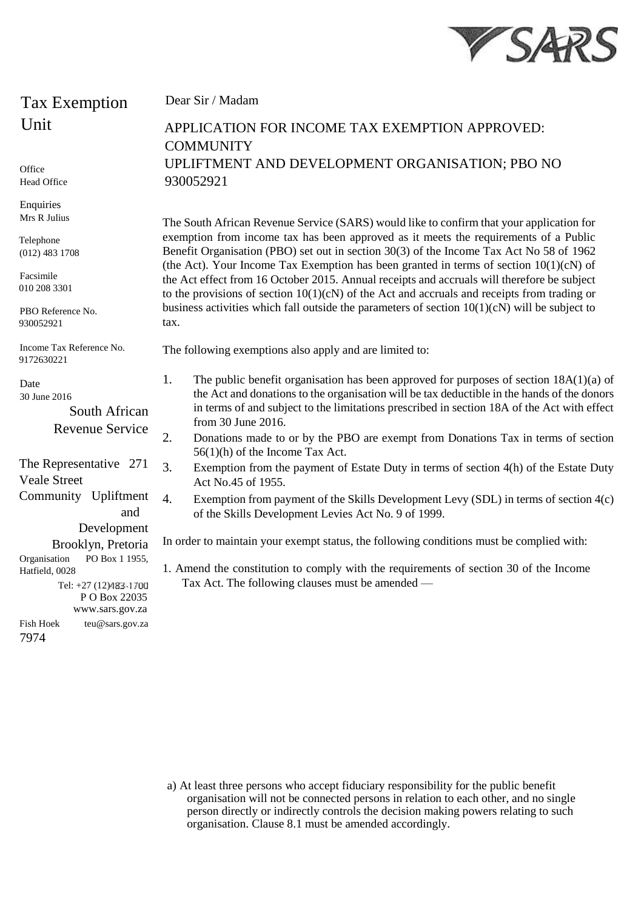Tax Exemption Unit

Office
Head Office

Enquiries
Mrs R Julius

Telephone
(012) 483 1708

Facsimile
010 208 3301

PBO Reference No.
930052921

Income Tax Reference No.
9172630221

Date
30 June 2016

The Representative
Community Upliftment and Development Organisation
271 Veale Street
Brooklyn, Pretoria
PO Box 1 1955, Hatfield, 0028

South African Revenue Service
Tel: +27 (12) 483-1700
P O Box 22035
Fish Hoek
7974
www.sars.gov.za
teu@sars.gov.za

Dear Sir / Madam

## APPLICATION FOR INCOME TAX EXEMPTION APPROVED: COMMUNITY UPLIFTMENT AND DEVELOPMENT ORGANISATION; PBO NO 930052921

The South African Revenue Service (SARS) would like to confirm that your application for exemption from income tax has been approved as it meets the requirements of a Public Benefit Organisation (PBO) set out in section 30(3) of the Income Tax Act No 58 of 1962 (the Act). Your Income Tax Exemption has been granted in terms of section 10(1)(cN) of the Act effect from 16 October 2015. Annual receipts and accruals will therefore be subject to the provisions of section 10(1)(cN) of the Act and accruals and receipts from trading or business activities which fall outside the parameters of section 10(1)(cN) will be subject to tax.

The following exemptions also apply and are limited to:

1. The public benefit organisation has been approved for purposes of section 18A(1)(a) of the Act and donations to the organisation will be tax deductible in the hands of the donors in terms of and subject to the limitations prescribed in section 18A of the Act with effect from 30 June 2016.
2. Donations made to or by the PBO are exempt from Donations Tax in terms of section 56(1)(h) of the Income Tax Act.
3. Exemption from the payment of Estate Duty in terms of section 4(h) of the Estate Duty Act No.45 of 1955.
4. Exemption from payment of the Skills Development Levy (SDL) in terms of section 4(c) of the Skills Development Levies Act No. 9 of 1999.

In order to maintain your exempt status, the following conditions must be complied with:

1. Amend the constitution to comply with the requirements of section 30 of the Income Tax Act. The following clauses must be amended —

a) At least three persons who accept fiduciary responsibility for the public benefit organisation will not be connected persons in relation to each other, and no single person directly or indirectly controls the decision making powers relating to such organisation. Clause 8.1 must be amended accordingly.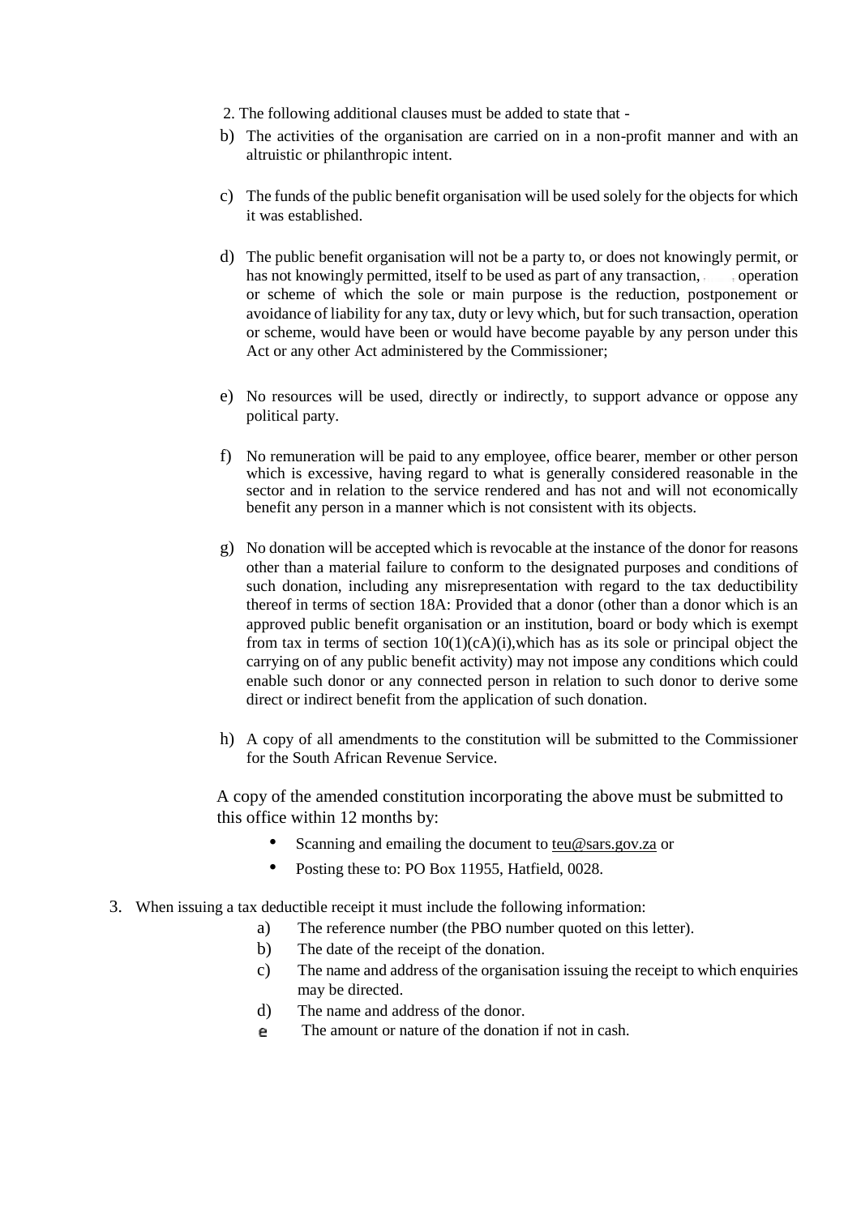2. The following additional clauses must be added to state that -

b) The activities of the organisation are carried on in a non-profit manner and with an altruistic or philanthropic intent.

c) The funds of the public benefit organisation will be used solely for the objects for which it was established.

d) The public benefit organisation will not be a party to, or does not knowingly permit, or has not knowingly permitted, itself to be used as part of any transaction, operation or scheme of which the sole or main purpose is the reduction, postponement or avoidance of liability for any tax, duty or levy which, but for such transaction, operation or scheme, would have been or would have become payable by any person under this Act or any other Act administered by the Commissioner;

e) No resources will be used, directly or indirectly, to support advance or oppose any political party.

f) No remuneration will be paid to any employee, office bearer, member or other person which is excessive, having regard to what is generally considered reasonable in the sector and in relation to the service rendered and has not and will not economically benefit any person in a manner which is not consistent with its objects.

g) No donation will be accepted which is revocable at the instance of the donor for reasons other than a material failure to conform to the designated purposes and conditions of such donation, including any misrepresentation with regard to the tax deductibility thereof in terms of section 18A: Provided that a donor (other than a donor which is an approved public benefit organisation or an institution, board or body which is exempt from tax in terms of section 10(1)(cA)(i),which has as its sole or principal object the carrying on of any public benefit activity) may not impose any conditions which could enable such donor or any connected person in relation to such donor to derive some direct or indirect benefit from the application of such donation.

h) A copy of all amendments to the constitution will be submitted to the Commissioner for the South African Revenue Service.

A copy of the amended constitution incorporating the above must be submitted to this office within 12 months by:

- Scanning and emailing the document to teu@sars.gov.za or
- Posting these to: PO Box 11955, Hatfield, 0028.

3. When issuing a tax deductible receipt it must include the following information:
    a) The reference number (the PBO number quoted on this letter).
    b) The date of the receipt of the donation.
    c) The name and address of the organisation issuing the receipt to which enquiries may be directed.
    d) The name and address of the donor.
    e The amount or nature of the donation if not in cash.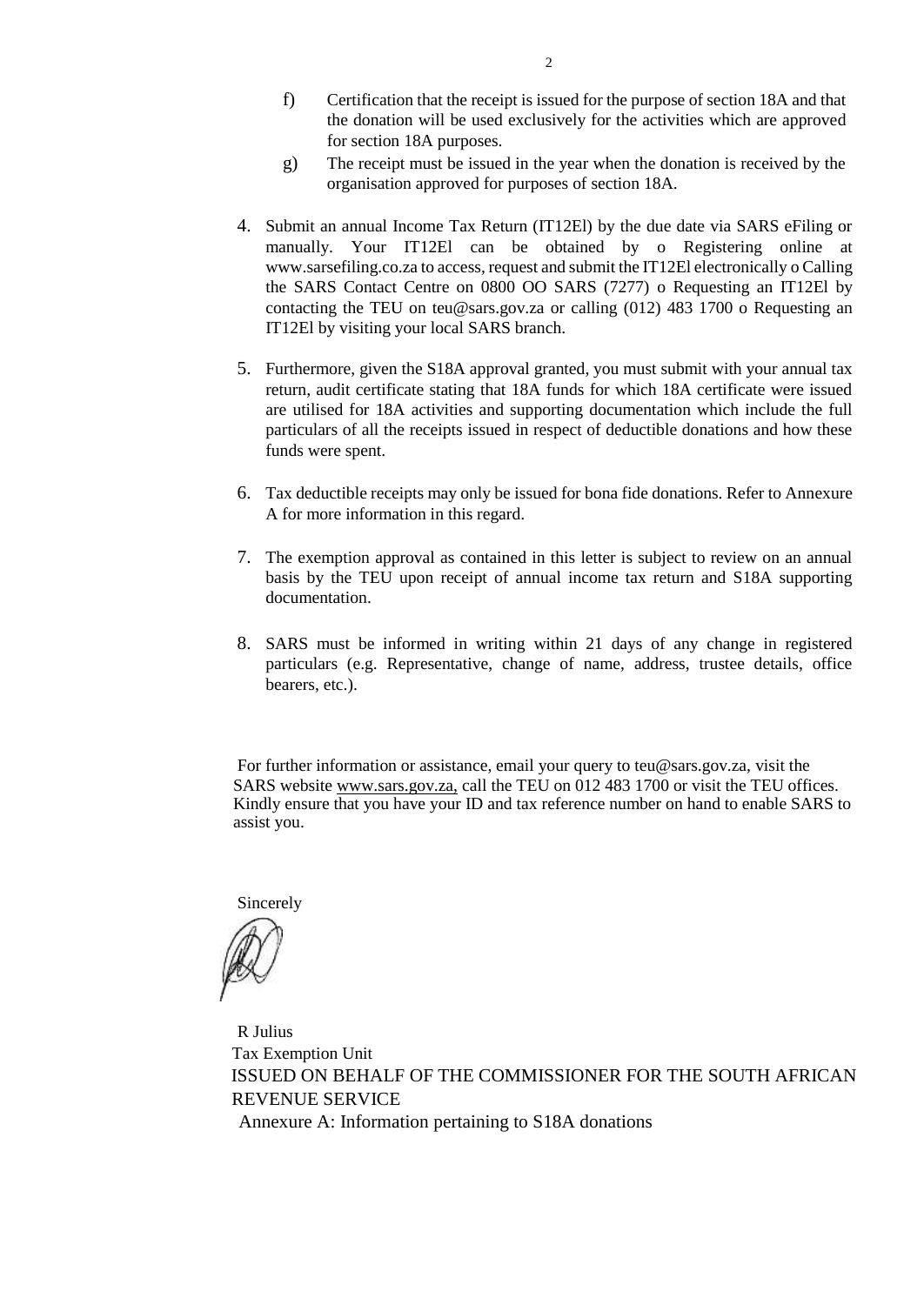f) Certification that the receipt is issued for the purpose of section 18A and that the donation will be used exclusively for the activities which are approved for section 18A purposes.

g) The receipt must be issued in the year when the donation is received by the organisation approved for purposes of section 18A.

4. Submit an annual Income Tax Return (IT12El) by the due date via SARS eFiling or manually. Your IT12El can be obtained by o Registering online at www.sarsefiling.co.za to access, request and submit the IT12El electronically o Calling the SARS Contact Centre on 0800 OO SARS (7277) o Requesting an IT12El by contacting the TEU on teu@sars.gov.za or calling (012) 483 1700 o Requesting an IT12El by visiting your local SARS branch.

5. Furthermore, given the S18A approval granted, you must submit with your annual tax return, audit certificate stating that 18A funds for which 18A certificate were issued are utilised for 18A activities and supporting documentation which include the full particulars of all the receipts issued in respect of deductible donations and how these funds were spent.

6. Tax deductible receipts may only be issued for bona fide donations. Refer to Annexure A for more information in this regard.

7. The exemption approval as contained in this letter is subject to review on an annual basis by the TEU upon receipt of annual income tax return and S18A supporting documentation.

8. SARS must be informed in writing within 21 days of any change in registered particulars (e.g. Representative, change of name, address, trustee details, office bearers, etc.).

For further information or assistance, email your query to teu@sars.gov.za, visit the SARS website www.sars.gov.za, call the TEU on 012 483 1700 or visit the TEU offices. Kindly ensure that you have your ID and tax reference number on hand to enable SARS to assist you.

Sincerely

R Julius
Tax Exemption Unit
ISSUED ON BEHALF OF THE COMMISSIONER FOR THE SOUTH AFRICAN REVENUE SERVICE

Annexure A: Information pertaining to S18A donations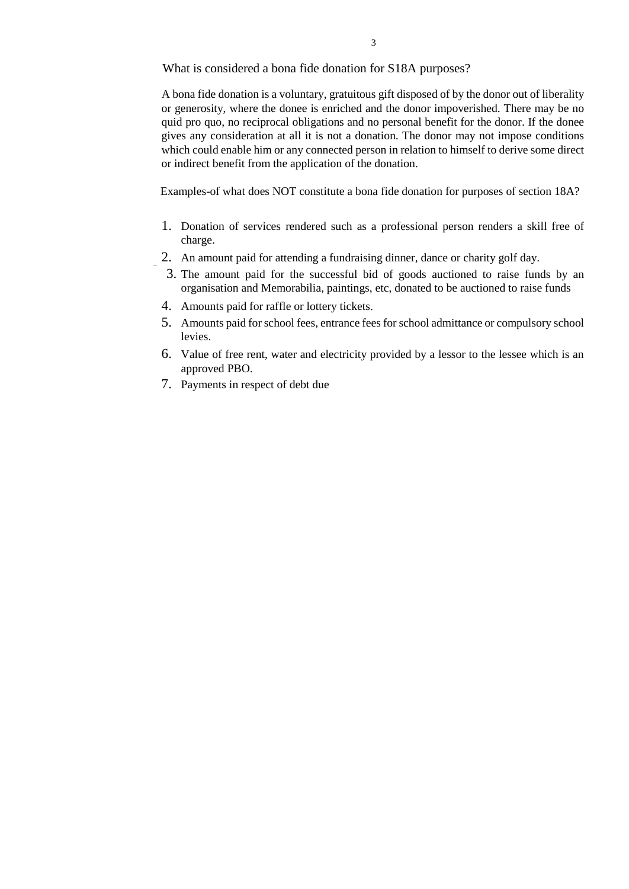## What is considered a bona fide donation for S18A purposes?

A bona fide donation is a voluntary, gratuitous gift disposed of by the donor out of liberality or generosity, where the donee is enriched and the donor impoverished. There may be no quid pro quo, no reciprocal obligations and no personal benefit for the donor. If the donee gives any consideration at all it is not a donation. The donor may not impose conditions which could enable him or any connected person in relation to himself to derive some direct or indirect benefit from the application of the donation.

Examples-of what does NOT constitute a bona fide donation for purposes of section 18A?

1. Donation of services rendered such as a professional person renders a skill free of charge.
2. An amount paid for attending a fundraising dinner, dance or charity golf day.
3. The amount paid for the successful bid of goods auctioned to raise funds by an organisation and Memorabilia, paintings, etc, donated to be auctioned to raise funds
4. Amounts paid for raffle or lottery tickets.
5. Amounts paid for school fees, entrance fees for school admittance or compulsory school levies.
6. Value of free rent, water and electricity provided by a lessor to the lessee which is an approved PBO.
7. Payments in respect of debt due